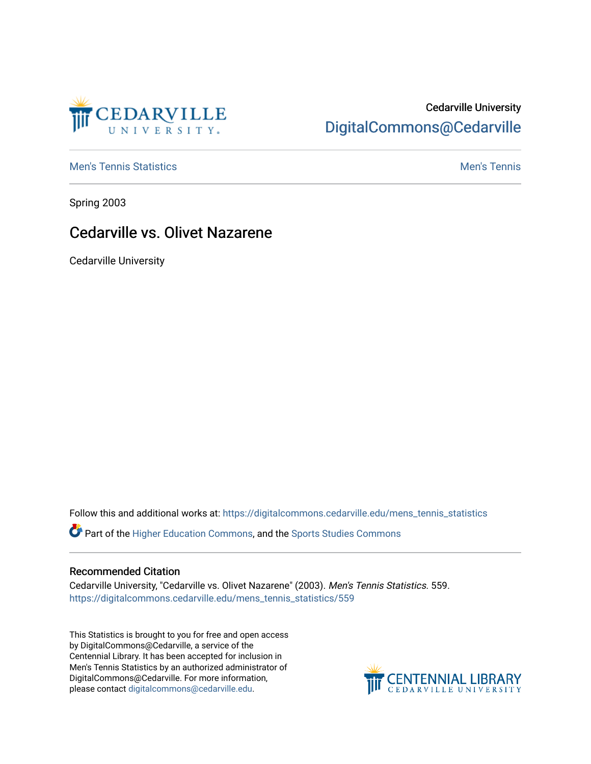Cedarville University
DigitalCommons@Cedarville

Men's Tennis Statistics | Men's Tennis

Spring 2003

# Cedarville vs. Olivet Nazarene

Cedarville University

Follow this and additional works at: https://digitalcommons.cedarville.edu/mens_tennis_statistics

Part of the Higher Education Commons, and the Sports Studies Commons

## Recommended Citation

Cedarville University, "Cedarville vs. Olivet Nazarene" (2003). *Men's Tennis Statistics*. 559.
https://digitalcommons.cedarville.edu/mens_tennis_statistics/559

This Statistics is brought to you for free and open access by DigitalCommons@Cedarville, a service of the Centennial Library. It has been accepted for inclusion in Men's Tennis Statistics by an authorized administrator of DigitalCommons@Cedarville. For more information, please contact digitalcommons@cedarville.edu.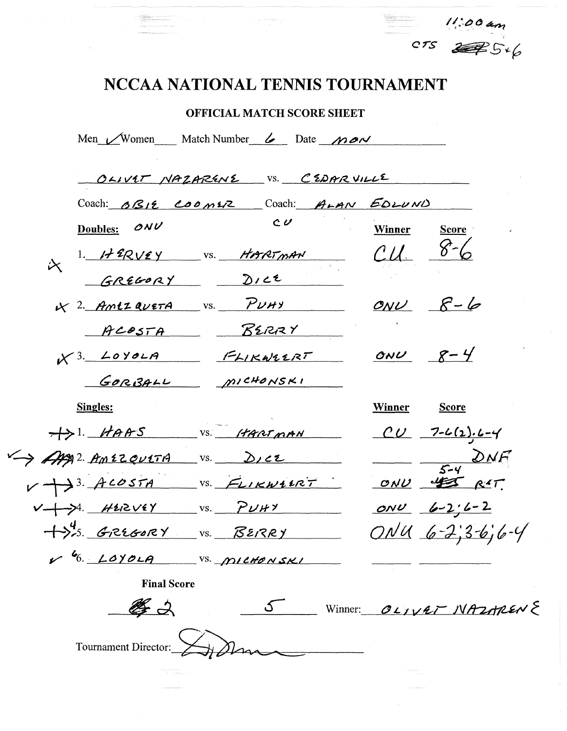11:00 am

CTS ~~3/4~~ 5+6

# NCCAA NATIONAL TENNIS TOURNAMENT

## OFFICIAL MATCH SCORE SHEET

Men ✓ Women ____ Match Number 6 Date MON

OLIVET NAZARENE vs. CEDARVILLE

Coach: OBIE COOMER Coach: ALAN EDLUND

**Doubles:** ONU / CU

| | ONU | | CU | Winner | Score |
|---|---|---|---|---|---|
| 1. | HERVEY / GREGORY | vs. | HARTMAN / DICE | CU | 8-6 |
| 2. | AMEZQUETA / ACOSTA | vs. | PUHY / BERRY | ONU | 8-6 |
| 3. | LOYOLA / GORBALL | | FLIKWEERT / MICHONSKI | ONU | 8-4 |

**Singles:**

| | | | | Winner | Score |
|---|---|---|---|---|---|
| 1. | HAAS | vs. | HARTMAN | CU | 7-6(2), 6-4 |
| 2. | AMEZQUETA | vs. | DICE | | DNF |
| 3. | ACOSTA | vs. | FLIKWEERT | ONU | 5-4 RET. |
| 4. | HERVEY | vs. | PUHY | ONU | 6-2; 6-2 |
| 5. (4) | GREGORY | vs. | BERRY | ONU | 6-2; 3-6; 6-4 |
| 6. (6) | LOYOLA | vs. | MICHONSKI | | |

**Final Score**

~~3~~ 2     5     Winner: OLIVET NAZARENE

Tournament Director: [signature]